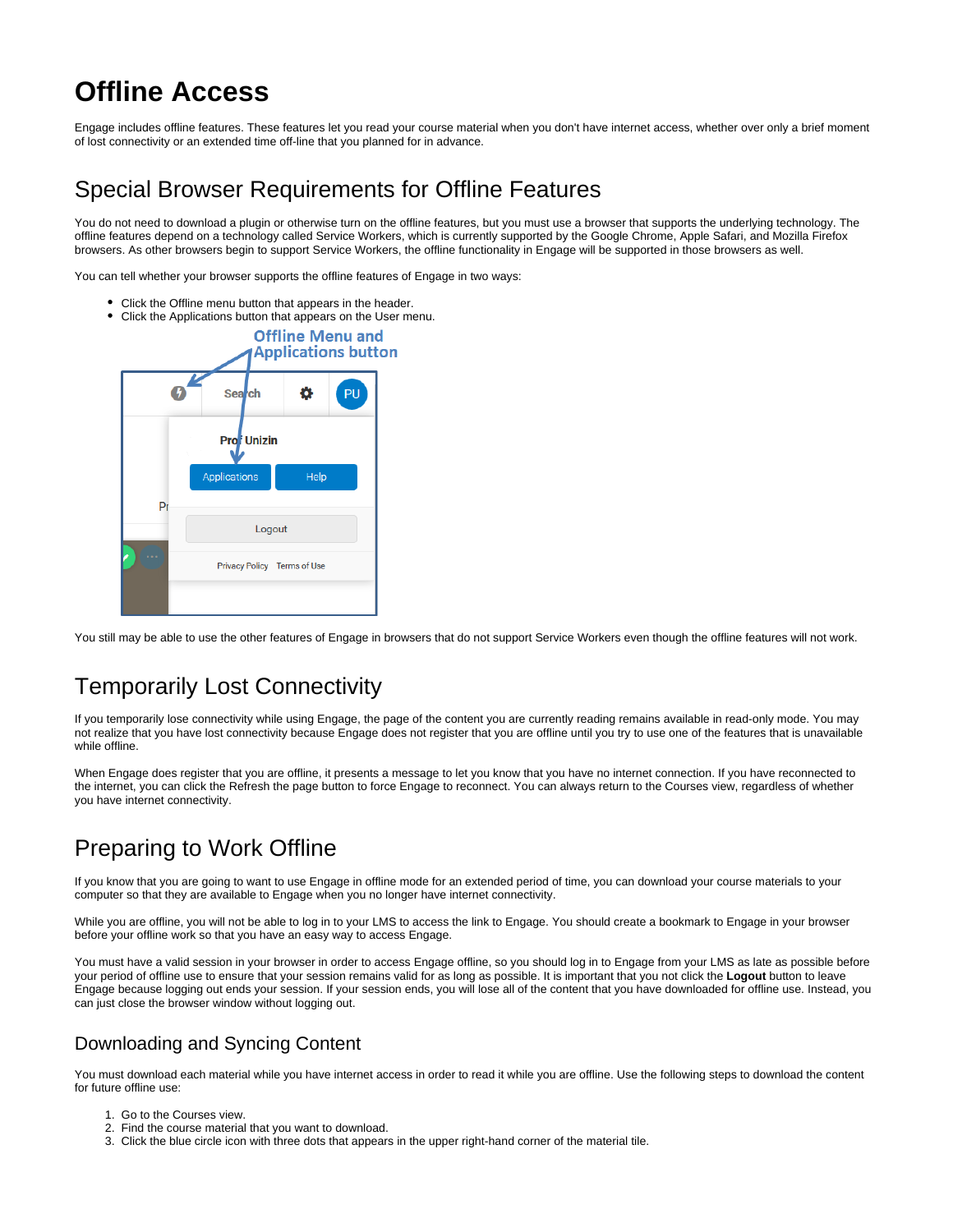# Offline Access

Engage includes offline features. These features let you read your course material when you don't have internet access, whether over only a brief moment of lost connectivity or an extended time off-line that you planned for in advance.

## Special Browser Requirements for Offline Features

You do not need to download a plugin or otherwise turn on the offline features, but you must use a browser that supports the underlying technology. The offline features depend on a technology called Service Workers, which is currently supported by the Google Chrome, Apple Safari, and Mozilla Firefox browsers. As other browsers begin to support Service Workers, the offline functionality in Engage will be supported in those browsers as well.

You can tell whether your browser supports the offline features of Engage in two ways:

- Click the Offline menu button that appears in the header.
- Click the Applications button that appears on the User menu.

You still may be able to use the other features of Engage in browsers that do not support Service Workers even though the offline features will not work.

## Temporarily Lost Connectivity

If you temporarily lose connectivity while using Engage, the page of the content you are currently reading remains available in read-only mode. You may not realize that you have lost connectivity because Engage does not register that you are offline until you try to use one of the features that is unavailable while offline.

When Engage does register that you are offline, it presents a message to let you know that you have no internet connection. If you have reconnected to the internet, you can click the Refresh the page button to force Engage to reconnect. You can always return to the Courses view, regardless of whether you have internet connectivity.

## Preparing to Work Offline

If you know that you are going to want to use Engage in offline mode for an extended period of time, you can download your course materials to your computer so that they are available to Engage when you no longer have internet connectivity.

While you are offline, you will not be able to log in to your LMS to access the link to Engage. You should create a bookmark to Engage in your browser before your offline work so that you have an easy way to access Engage.

You must have a valid session in your browser in order to access Engage offline, so you should log in to Engage from your LMS as late as possible before your period of offline use to ensure that your session remains valid for as long as possible. It is important that you not click the **Logout** button to leave Engage because logging out ends your session. If your session ends, you will lose all of the content that you have downloaded for offline use. Instead, you can just close the browser window without logging out.

### Downloading and Syncing Content

You must download each material while you have internet access in order to read it while you are offline. Use the following steps to download the content for future offline use:

1. Go to the Courses view.
2. Find the course material that you want to download.
3. Click the blue circle icon with three dots that appears in the upper right-hand corner of the material tile.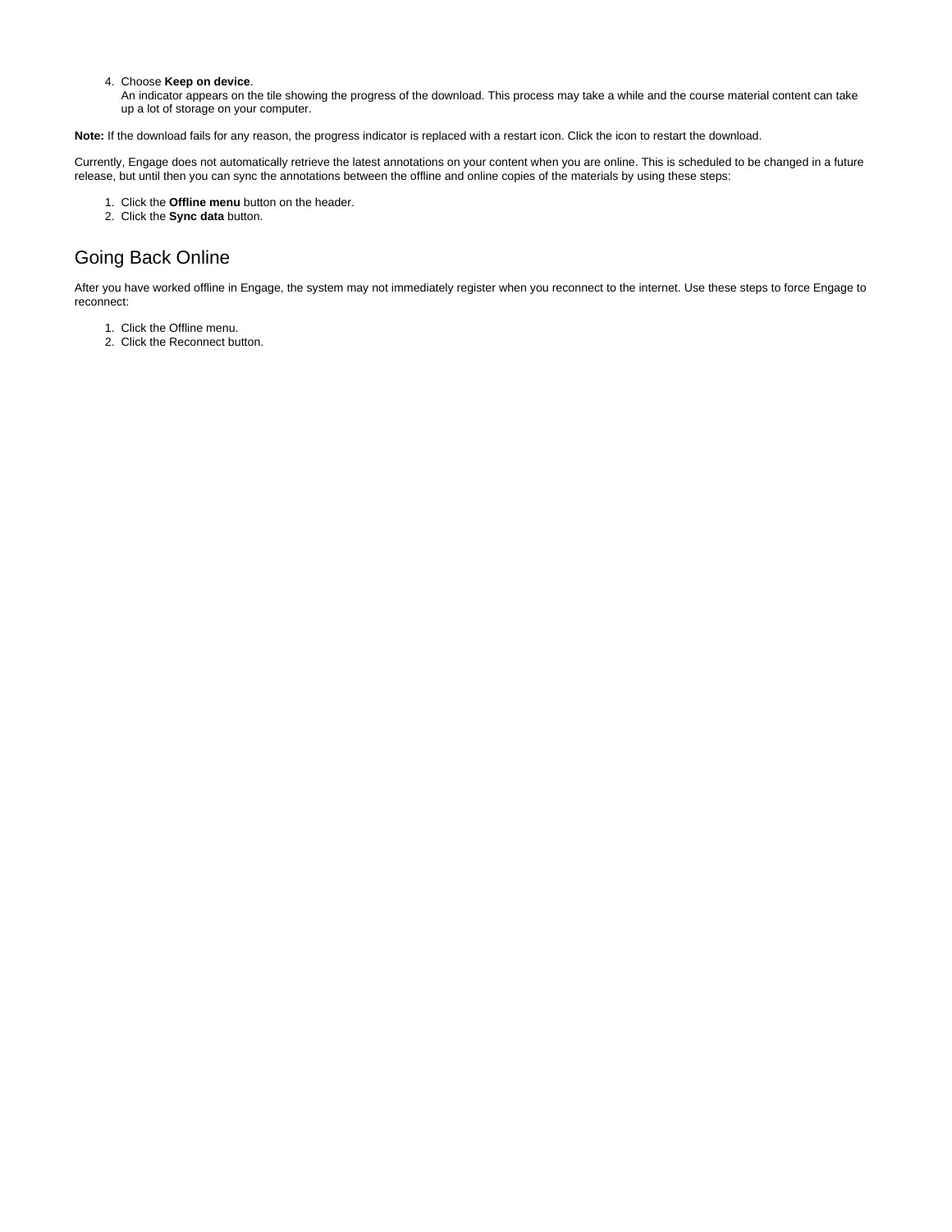4. Choose **Keep on device**.
   An indicator appears on the tile showing the progress of the download. This process may take a while and the course material content can take up a lot of storage on your computer.

**Note:** If the download fails for any reason, the progress indicator is replaced with a restart icon. Click the icon to restart the download.

Currently, Engage does not automatically retrieve the latest annotations on your content when you are online. This is scheduled to be changed in a future release, but until then you can sync the annotations between the offline and online copies of the materials by using these steps:

1. Click the **Offline menu** button on the header.
2. Click the **Sync data** button.

## Going Back Online

After you have worked offline in Engage, the system may not immediately register when you reconnect to the internet. Use these steps to force Engage to reconnect:

1. Click the Offline menu.
2. Click the Reconnect button.